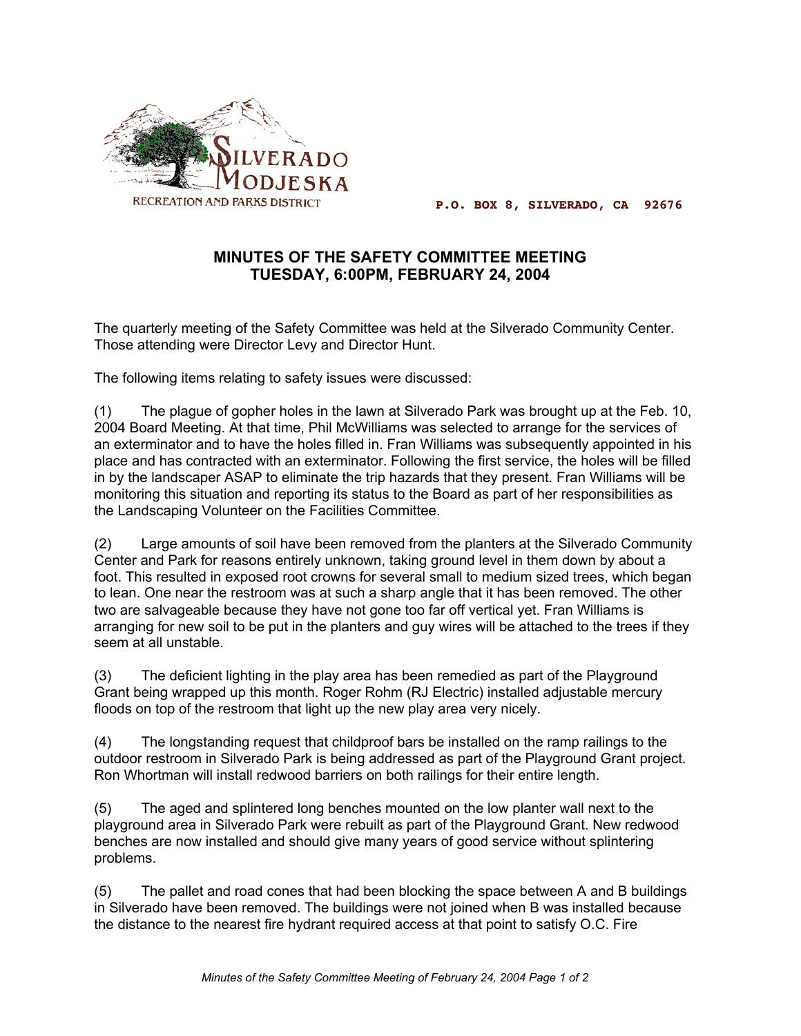SILVERADO MODJESKA

RECREATION AND PARKS DISTRICT

**P.O. BOX 8, SILVERADO, CA 92676**

## MINUTES OF THE SAFETY COMMITTEE MEETING
## TUESDAY, 6:00PM, FEBRUARY 24, 2004

The quarterly meeting of the Safety Committee was held at the Silverado Community Center. Those attending were Director Levy and Director Hunt.

The following items relating to safety issues were discussed:

(1) The plague of gopher holes in the lawn at Silverado Park was brought up at the Feb. 10, 2004 Board Meeting. At that time, Phil McWilliams was selected to arrange for the services of an exterminator and to have the holes filled in. Fran Williams was subsequently appointed in his place and has contracted with an exterminator. Following the first service, the holes will be filled in by the landscaper ASAP to eliminate the trip hazards that they present. Fran Williams will be monitoring this situation and reporting its status to the Board as part of her responsibilities as the Landscaping Volunteer on the Facilities Committee.

(2) Large amounts of soil have been removed from the planters at the Silverado Community Center and Park for reasons entirely unknown, taking ground level in them down by about a foot. This resulted in exposed root crowns for several small to medium sized trees, which began to lean. One near the restroom was at such a sharp angle that it has been removed. The other two are salvageable because they have not gone too far off vertical yet. Fran Williams is arranging for new soil to be put in the planters and guy wires will be attached to the trees if they seem at all unstable.

(3) The deficient lighting in the play area has been remedied as part of the Playground Grant being wrapped up this month. Roger Rohm (RJ Electric) installed adjustable mercury floods on top of the restroom that light up the new play area very nicely.

(4) The longstanding request that childproof bars be installed on the ramp railings to the outdoor restroom in Silverado Park is being addressed as part of the Playground Grant project. Ron Whortman will install redwood barriers on both railings for their entire length.

(5) The aged and splintered long benches mounted on the low planter wall next to the playground area in Silverado Park were rebuilt as part of the Playground Grant. New redwood benches are now installed and should give many years of good service without splintering problems.

(5) The pallet and road cones that had been blocking the space between A and B buildings in Silverado have been removed. The buildings were not joined when B was installed because the distance to the nearest fire hydrant required access at that point to satisfy O.C. Fire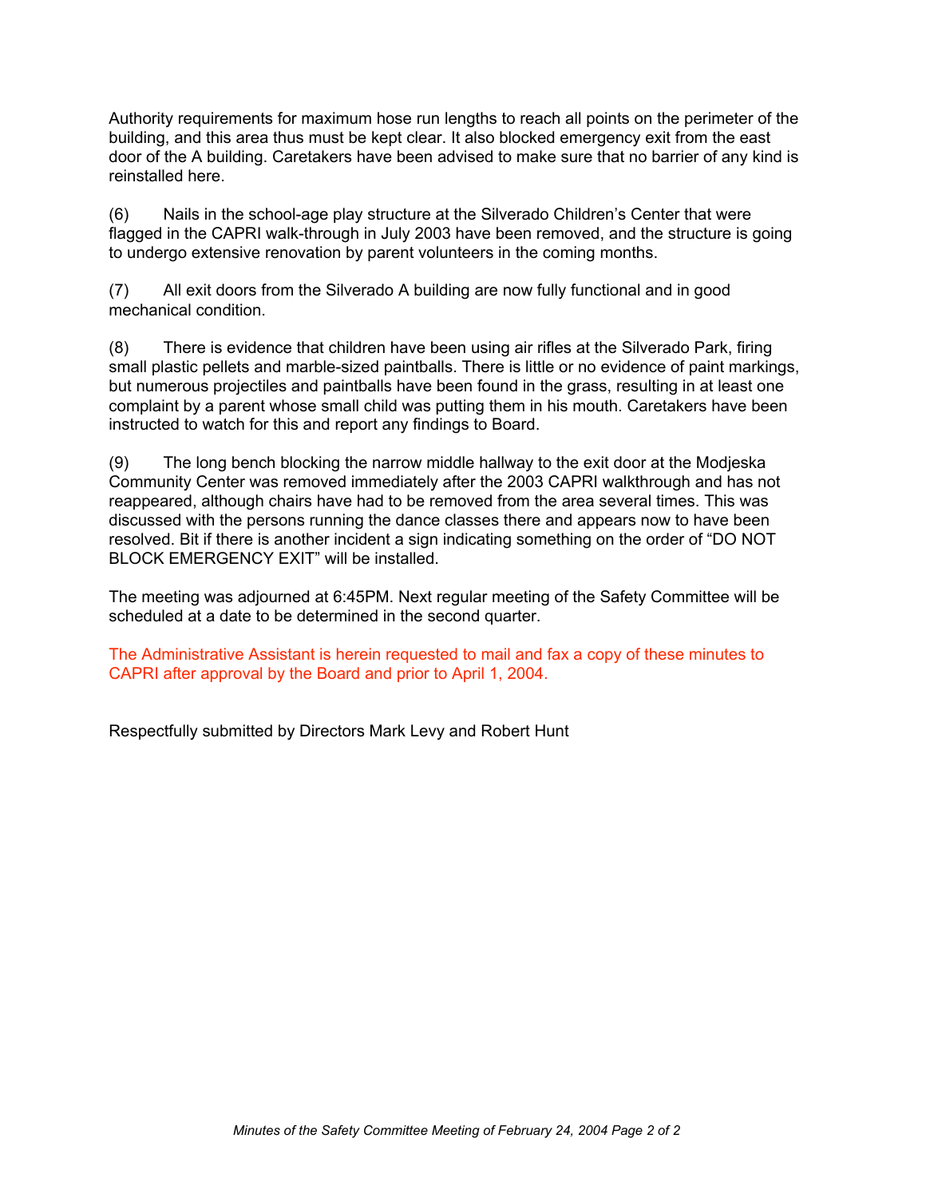Authority requirements for maximum hose run lengths to reach all points on the perimeter of the building, and this area thus must be kept clear. It also blocked emergency exit from the east door of the A building. Caretakers have been advised to make sure that no barrier of any kind is reinstalled here.

(6) Nails in the school-age play structure at the Silverado Children's Center that were flagged in the CAPRI walk-through in July 2003 have been removed, and the structure is going to undergo extensive renovation by parent volunteers in the coming months.

(7) All exit doors from the Silverado A building are now fully functional and in good mechanical condition.

(8) There is evidence that children have been using air rifles at the Silverado Park, firing small plastic pellets and marble-sized paintballs. There is little or no evidence of paint markings, but numerous projectiles and paintballs have been found in the grass, resulting in at least one complaint by a parent whose small child was putting them in his mouth. Caretakers have been instructed to watch for this and report any findings to Board.

(9) The long bench blocking the narrow middle hallway to the exit door at the Modjeska Community Center was removed immediately after the 2003 CAPRI walkthrough and has not reappeared, although chairs have had to be removed from the area several times. This was discussed with the persons running the dance classes there and appears now to have been resolved. Bit if there is another incident a sign indicating something on the order of "DO NOT BLOCK EMERGENCY EXIT" will be installed.

The meeting was adjourned at 6:45PM. Next regular meeting of the Safety Committee will be scheduled at a date to be determined in the second quarter.

The Administrative Assistant is herein requested to mail and fax a copy of these minutes to CAPRI after approval by the Board and prior to April 1, 2004.

Respectfully submitted by Directors Mark Levy and Robert Hunt